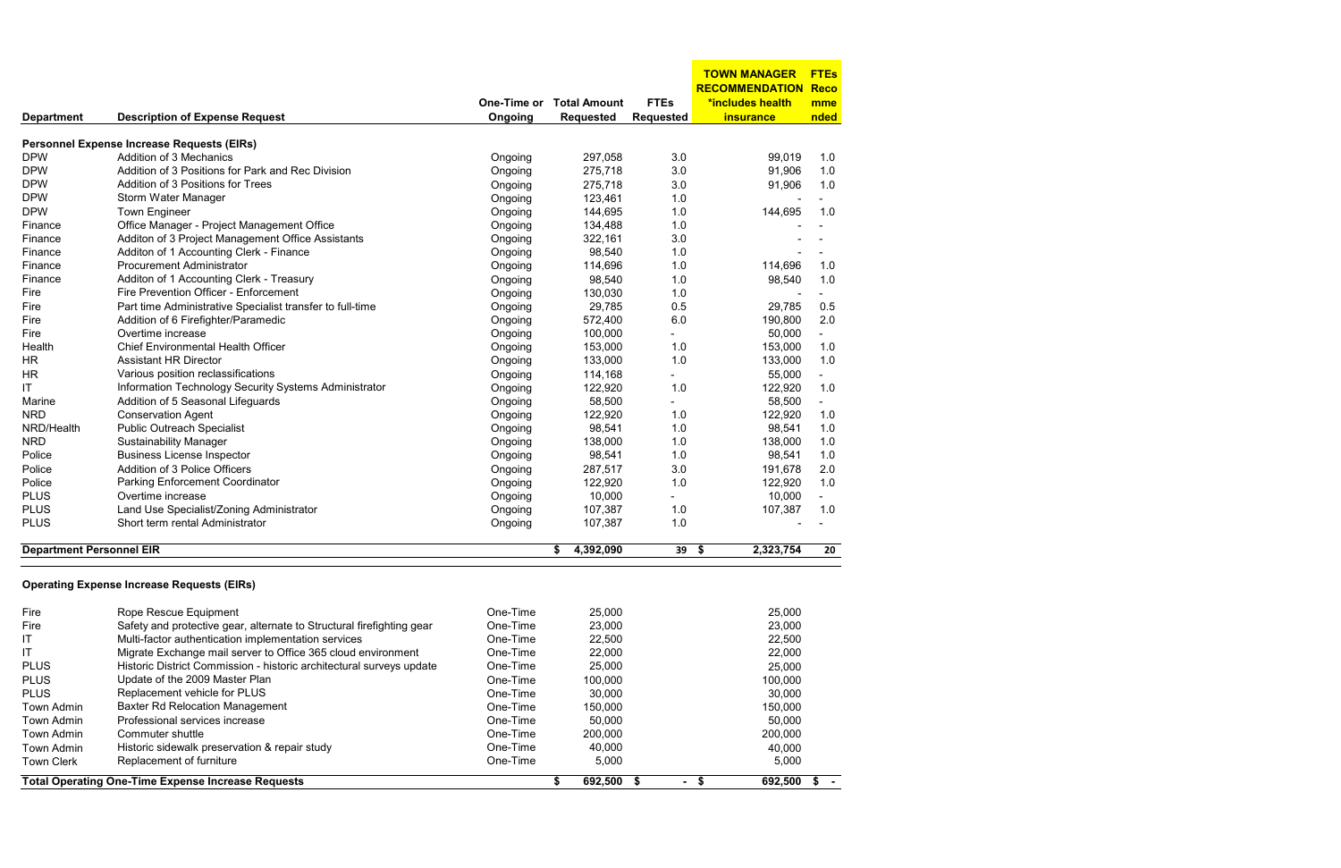| Department | Description of Expense Request | One-Time or Ongoing | Total Amount Requested | FTEs Requested | TOWN MANAGER RECOMMENDATION *includes health insurance | FTEs Recommended |
|---|---|---|---|---|---|---|
| **Personnel Expense Increase Requests (EIRs)** | | | | | | |
| DPW | Addition of 3 Mechanics | Ongoing | 297,058 | 3.0 | 99,019 | 1.0 |
| DPW | Addition of 3 Positions for Park and Rec Division | Ongoing | 275,718 | 3.0 | 91,906 | 1.0 |
| DPW | Addition of 3 Positions for Trees | Ongoing | 275,718 | 3.0 | 91,906 | 1.0 |
| DPW | Storm Water Manager | Ongoing | 123,461 | 1.0 | - | - |
| DPW | Town Engineer | Ongoing | 144,695 | 1.0 | 144,695 | 1.0 |
| Finance | Office Manager - Project Management Office | Ongoing | 134,488 | 1.0 | - | - |
| Finance | Additon of 3 Project Management Office Assistants | Ongoing | 322,161 | 3.0 | - | - |
| Finance | Additon of 1 Accounting Clerk - Finance | Ongoing | 98,540 | 1.0 | - | - |
| Finance | Procurement Administrator | Ongoing | 114,696 | 1.0 | 114,696 | 1.0 |
| Finance | Additon of 1 Accounting Clerk - Treasury | Ongoing | 98,540 | 1.0 | 98,540 | 1.0 |
| Fire | Fire Prevention Officer - Enforcement | Ongoing | 130,030 | 1.0 | - | - |
| Fire | Part time Administrative Specialist transfer to full-time | Ongoing | 29,785 | 0.5 | 29,785 | 0.5 |
| Fire | Addition of 6 Firefighter/Paramedic | Ongoing | 572,400 | 6.0 | 190,800 | 2.0 |
| Fire | Overtime increase | Ongoing | 100,000 | - | 50,000 | - |
| Health | Chief Environmental Health Officer | Ongoing | 153,000 | 1.0 | 153,000 | 1.0 |
| HR | Assistant HR Director | Ongoing | 133,000 | 1.0 | 133,000 | 1.0 |
| HR | Various position reclassifications | Ongoing | 114,168 | - | 55,000 | - |
| IT | Information Technology Security Systems Administrator | Ongoing | 122,920 | 1.0 | 122,920 | 1.0 |
| Marine | Addition of 5 Seasonal Lifeguards | Ongoing | 58,500 | - | 58,500 | - |
| NRD | Conservation Agent | Ongoing | 122,920 | 1.0 | 122,920 | 1.0 |
| NRD/Health | Public Outreach Specialist | Ongoing | 98,541 | 1.0 | 98,541 | 1.0 |
| NRD | Sustainability Manager | Ongoing | 138,000 | 1.0 | 138,000 | 1.0 |
| Police | Business License Inspector | Ongoing | 98,541 | 1.0 | 98,541 | 1.0 |
| Police | Addition of 3 Police Officers | Ongoing | 287,517 | 3.0 | 191,678 | 2.0 |
| Police | Parking Enforcement Coordinator | Ongoing | 122,920 | 1.0 | 122,920 | 1.0 |
| PLUS | Overtime increase | Ongoing | 10,000 | - | 10,000 | - |
| PLUS | Land Use Specialist/Zoning Administrator | Ongoing | 107,387 | 1.0 | 107,387 | 1.0 |
| PLUS | Short term rental Administrator | Ongoing | 107,387 | 1.0 | - | - |
| **Department Personnel EIR** | | | **$ 4,392,090** | **39** | **$ 2,323,754** | **20** |

**Operating Expense Increase Requests (EIRs)**

| Department | Description of Expense Request | One-Time or Ongoing | Total Amount Requested | FTEs Requested | TOWN MANAGER RECOMMENDATION *includes health insurance | FTEs Recommended |
|---|---|---|---|---|---|---|
| Fire | Rope Rescue Equipment | One-Time | 25,000 | | 25,000 | |
| Fire | Safety and protective gear, alternate to Structural firefighting gear | One-Time | 23,000 | | 23,000 | |
| IT | Multi-factor authentication implementation services | One-Time | 22,500 | | 22,500 | |
| IT | Migrate Exchange mail server to Office 365 cloud environment | One-Time | 22,000 | | 22,000 | |
| PLUS | Historic District Commission - historic architectural surveys update | One-Time | 25,000 | | 25,000 | |
| PLUS | Update of the 2009 Master Plan | One-Time | 100,000 | | 100,000 | |
| PLUS | Replacement vehicle for PLUS | One-Time | 30,000 | | 30,000 | |
| Town Admin | Baxter Rd Relocation Management | One-Time | 150,000 | | 150,000 | |
| Town Admin | Professional services increase | One-Time | 50,000 | | 50,000 | |
| Town Admin | Commuter shuttle | One-Time | 200,000 | | 200,000 | |
| Town Admin | Historic sidewalk preservation & repair study | One-Time | 40,000 | | 40,000 | |
| Town Clerk | Replacement of furniture | One-Time | 5,000 | | 5,000 | |
| **Total Operating One-Time Expense Increase Requests** | | | **$ 692,500** | **$ -** | **$ 692,500** | **$ -** |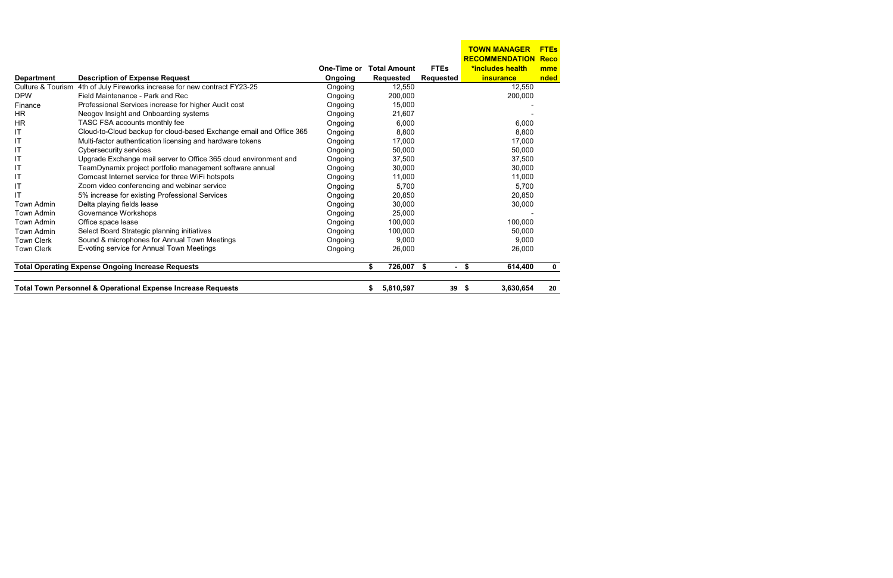| Department | Description of Expense Request | One-Time or Ongoing | Total Amount Requested | FTEs Requested | TOWN MANAGER RECOMMENDATION *includes health insurance | FTEs Recommended |
|---|---|---|---|---|---|---|
| Culture & Tourism | 4th of July Fireworks increase for new contract FY23-25 | Ongoing | 12,550 | | 12,550 | |
| DPW | Field Maintenance - Park and Rec | Ongoing | 200,000 | | 200,000 | |
| Finance | Professional Services increase for higher Audit cost | Ongoing | 15,000 | | - | |
| HR | Neogov Insight and Onboarding systems | Ongoing | 21,607 | | - | |
| HR | TASC FSA accounts monthly fee | Ongoing | 6,000 | | 6,000 | |
| IT | Cloud-to-Cloud backup for cloud-based Exchange email and Office 365 | Ongoing | 8,800 | | 8,800 | |
| IT | Multi-factor authentication licensing and hardware tokens | Ongoing | 17,000 | | 17,000 | |
| IT | Cybersecurity services | Ongoing | 50,000 | | 50,000 | |
| IT | Upgrade Exchange mail server to Office 365 cloud environment and | Ongoing | 37,500 | | 37,500 | |
| IT | TeamDynamix project portfolio management software annual | Ongoing | 30,000 | | 30,000 | |
| IT | Comcast Internet service for three WiFi hotspots | Ongoing | 11,000 | | 11,000 | |
| IT | Zoom video conferencing and webinar service | Ongoing | 5,700 | | 5,700 | |
| IT | 5% increase for existing Professional Services | Ongoing | 20,850 | | 20,850 | |
| Town Admin | Delta playing fields lease | Ongoing | 30,000 | | 30,000 | |
| Town Admin | Governance Workshops | Ongoing | 25,000 | | - | |
| Town Admin | Office space lease | Ongoing | 100,000 | | 100,000 | |
| Town Admin | Select Board Strategic planning initiatives | Ongoing | 100,000 | | 50,000 | |
| Town Clerk | Sound & microphones for Annual Town Meetings | Ongoing | 9,000 | | 9,000 | |
| Town Clerk | E-voting service for Annual Town Meetings | Ongoing | 26,000 | | 26,000 | |
| **Total Operating Expense Ongoing Increase Requests** | | | **$ 726,007** | **$ -** | **$ 614,400** | **0** |
| **Total Town Personnel & Operational Expense Increase Requests** | | | **$ 5,810,597** | **39** | **$ 3,630,654** | **20** |